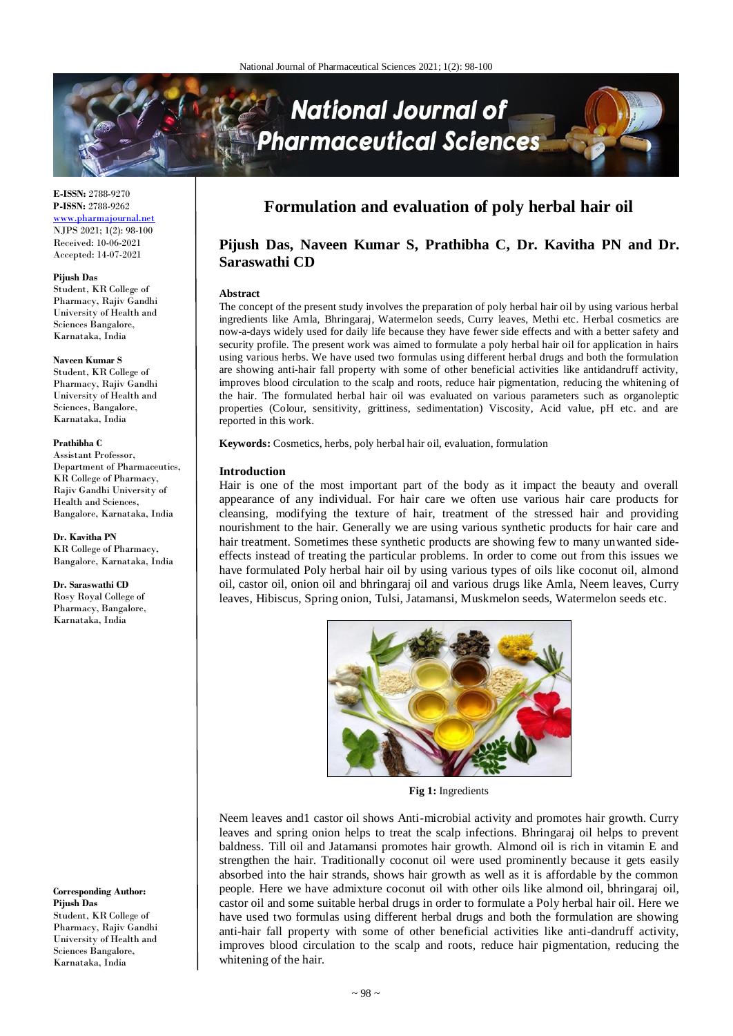# Formulation and evaluation of poly herbal hair oil

## Pijush Das, Naveen Kumar S, Prathibha C, Dr. Kavitha PN and Dr. Saraswathi CD

**E-ISSN:** 2788-9270
**P-ISSN:** 2788-9262
www.pharmajournal.net
NJPS 2021; 1(2): 98-100
Received: 10-06-2021
Accepted: 14-07-2021

**Pijush Das**
Student, KR College of Pharmacy, Rajiv Gandhi University of Health and Sciences Bangalore, Karnataka, India

**Naveen Kumar S**
Student, KR College of Pharmacy, Rajiv Gandhi University of Health and Sciences, Bangalore, Karnataka, India

**Prathibha C**
Assistant Professor, Department of Pharmaceutics, KR College of Pharmacy, Rajiv Gandhi University of Health and Sciences, Bangalore, Karnataka, India

**Dr. Kavitha PN**
KR College of Pharmacy, Bangalore, Karnataka, India

**Dr. Saraswathi CD**
Rosy Royal College of Pharmacy, Bangalore, Karnataka, India

**Corresponding Author:**
**Pijush Das**
Student, KR College of Pharmacy, Rajiv Gandhi University of Health and Sciences Bangalore, Karnataka, India

### Abstract

The concept of the present study involves the preparation of poly herbal hair oil by using various herbal ingredients like Amla, Bhringaraj, Watermelon seeds, Curry leaves, Methi etc. Herbal cosmetics are now-a-days widely used for daily life because they have fewer side effects and with a better safety and security profile. The present work was aimed to formulate a poly herbal hair oil for application in hairs using various herbs. We have used two formulas using different herbal drugs and both the formulation are showing anti-hair fall property with some of other beneficial activities like antidandruff activity, improves blood circulation to the scalp and roots, reduce hair pigmentation, reducing the whitening of the hair. The formulated herbal hair oil was evaluated on various parameters such as organoleptic properties (Colour, sensitivity, grittiness, sedimentation) Viscosity, Acid value, pH etc. and are reported in this work.

**Keywords:** Cosmetics, herbs, poly herbal hair oil, evaluation, formulation

### Introduction

Hair is one of the most important part of the body as it impact the beauty and overall appearance of any individual. For hair care we often use various hair care products for cleansing, modifying the texture of hair, treatment of the stressed hair and providing nourishment to the hair. Generally we are using various synthetic products for hair care and hair treatment. Sometimes these synthetic products are showing few to many unwanted side-effects instead of treating the particular problems. In order to come out from this issues we have formulated Poly herbal hair oil by using various types of oils like coconut oil, almond oil, castor oil, onion oil and bhringaraj oil and various drugs like Amla, Neem leaves, Curry leaves, Hibiscus, Spring onion, Tulsi, Jatamansi, Muskmelon seeds, Watermelon seeds etc.

**Fig 1:** Ingredients

Neem leaves and1 castor oil shows Anti-microbial activity and promotes hair growth. Curry leaves and spring onion helps to treat the scalp infections. Bhringaraj oil helps to prevent baldness. Till oil and Jatamansi promotes hair growth. Almond oil is rich in vitamin E and strengthen the hair. Traditionally coconut oil were used prominently because it gets easily absorbed into the hair strands, shows hair growth as well as it is affordable by the common people. Here we have admixture coconut oil with other oils like almond oil, bhringaraj oil, castor oil and some suitable herbal drugs in order to formulate a Poly herbal hair oil. Here we have used two formulas using different herbal drugs and both the formulation are showing anti-hair fall property with some of other beneficial activities like anti-dandruff activity, improves blood circulation to the scalp and roots, reduce hair pigmentation, reducing the whitening of the hair.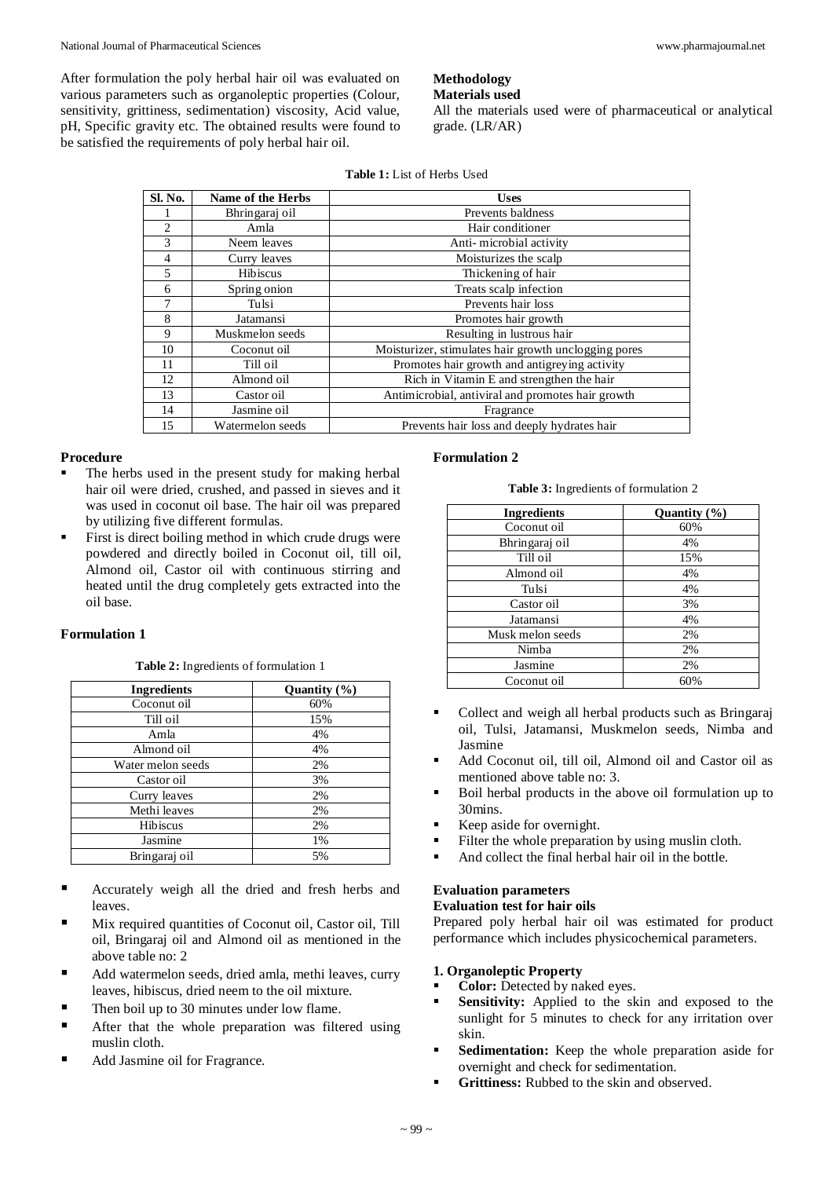After formulation the poly herbal hair oil was evaluated on various parameters such as organoleptic properties (Colour, sensitivity, grittiness, sedimentation) viscosity, Acid value, pH, Specific gravity etc. The obtained results were found to be satisfied the requirements of poly herbal hair oil.

## Methodology

### Materials used

All the materials used were of pharmaceutical or analytical grade. (LR/AR)

**Table 1:** List of Herbs Used

| Sl. No. | Name of the Herbs | Uses |
|---|---|---|
| 1 | Bhringaraj oil | Prevents baldness |
| 2 | Amla | Hair conditioner |
| 3 | Neem leaves | Anti- microbial activity |
| 4 | Curry leaves | Moisturizes the scalp |
| 5 | Hibiscus | Thickening of hair |
| 6 | Spring onion | Treats scalp infection |
| 7 | Tulsi | Prevents hair loss |
| 8 | Jatamansi | Promotes hair growth |
| 9 | Muskmelon seeds | Resulting in lustrous hair |
| 10 | Coconut oil | Moisturizer, stimulates hair growth unclogging pores |
| 11 | Till oil | Promotes hair growth and antigreying activity |
| 12 | Almond oil | Rich in Vitamin E and strengthen the hair |
| 13 | Castor oil | Antimicrobial, antiviral and promotes hair growth |
| 14 | Jasmine oil | Fragrance |
| 15 | Watermelon seeds | Prevents hair loss and deeply hydrates hair |

### Procedure

- The herbs used in the present study for making herbal hair oil were dried, crushed, and passed in sieves and it was used in coconut oil base. The hair oil was prepared by utilizing five different formulas.
- First is direct boiling method in which crude drugs were powdered and directly boiled in Coconut oil, till oil, Almond oil, Castor oil with continuous stirring and heated until the drug completely gets extracted into the oil base.

### Formulation 1

**Table 2:** Ingredients of formulation 1

| Ingredients | Quantity (%) |
|---|---|
| Coconut oil | 60% |
| Till oil | 15% |
| Amla | 4% |
| Almond oil | 4% |
| Water melon seeds | 2% |
| Castor oil | 3% |
| Curry leaves | 2% |
| Methi leaves | 2% |
| Hibiscus | 2% |
| Jasmine | 1% |
| Bringaraj oil | 5% |

- Accurately weigh all the dried and fresh herbs and leaves.
- Mix required quantities of Coconut oil, Castor oil, Till oil, Bringaraj oil and Almond oil as mentioned in the above table no: 2
- Add watermelon seeds, dried amla, methi leaves, curry leaves, hibiscus, dried neem to the oil mixture.
- Then boil up to 30 minutes under low flame.
- After that the whole preparation was filtered using muslin cloth.
- Add Jasmine oil for Fragrance.

### Formulation 2

**Table 3:** Ingredients of formulation 2

| Ingredients | Quantity (%) |
|---|---|
| Coconut oil | 60% |
| Bhringaraj oil | 4% |
| Till oil | 15% |
| Almond oil | 4% |
| Tulsi | 4% |
| Castor oil | 3% |
| Jatamansi | 4% |
| Musk melon seeds | 2% |
| Nimba | 2% |
| Jasmine | 2% |
| Coconut oil | 60% |

- Collect and weigh all herbal products such as Bringaraj oil, Tulsi, Jatamansi, Muskmelon seeds, Nimba and Jasmine
- Add Coconut oil, till oil, Almond oil and Castor oil as mentioned above table no: 3.
- Boil herbal products in the above oil formulation up to 30mins.
- Keep aside for overnight.
- Filter the whole preparation by using muslin cloth.
- And collect the final herbal hair oil in the bottle.

### Evaluation parameters

#### Evaluation test for hair oils

Prepared poly herbal hair oil was estimated for product performance which includes physicochemical parameters.

#### 1. Organoleptic Property

- **Color:** Detected by naked eyes.
- **Sensitivity:** Applied to the skin and exposed to the sunlight for 5 minutes to check for any irritation over skin.
- **Sedimentation:** Keep the whole preparation aside for overnight and check for sedimentation.
- **Grittiness:** Rubbed to the skin and observed.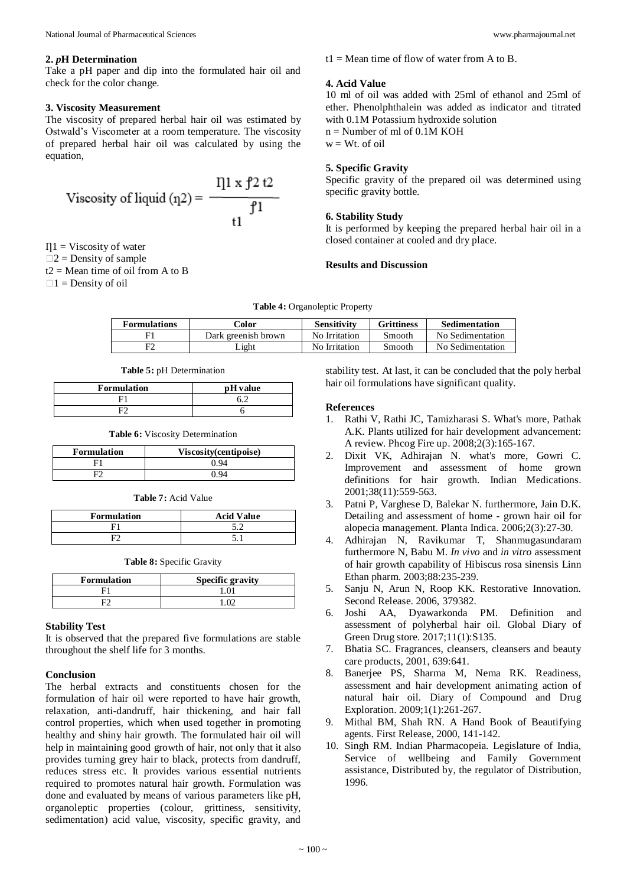**2. *p*H Determination**

Take a pH paper and dip into the formulated hair oil and check for the color change.

**3. Viscosity Measurement**

The viscosity of prepared herbal hair oil was estimated by Ostwald's Viscometer at a room temperature. The viscosity of prepared herbal hair oil was calculated by using the equation,

$$\text{Viscosity of liquid } (\eta 2) = \frac{\eta 1 \times \rho 2 \, t2}{\frac{\rho 1}{t1}}$$

$\eta 1$ = Viscosity of water

$\rho 2$ = Density of sample

t2 = Mean time of oil from A to B

$\rho 1$ = Density of oil

t1 = Mean time of flow of water from A to B.

**4. Acid Value**

10 ml of oil was added with 25ml of ethanol and 25ml of ether. Phenolphthalein was added as indicator and titrated with 0.1M Potassium hydroxide solution

n = Number of ml of 0.1M KOH

w = Wt. of oil

**5. Specific Gravity**

Specific gravity of the prepared oil was determined using specific gravity bottle.

**6. Stability Study**

It is performed by keeping the prepared herbal hair oil in a closed container at cooled and dry place.

**Results and Discussion**

**Table 4:** Organoleptic Property

| Formulations | Color | Sensitivity | Grittiness | Sedimentation |
|---|---|---|---|---|
| F1 | Dark greenish brown | No Irritation | Smooth | No Sedimentation |
| F2 | Light | No Irritation | Smooth | No Sedimentation |

**Table 5:** pH Determination

| Formulation | pH value |
|---|---|
| F1 | 6.2 |
| F2 | 6 |

**Table 6:** Viscosity Determination

| Formulation | Viscosity(centipoise) |
|---|---|
| F1 | 0.94 |
| F2 | 0.94 |

**Table 7:** Acid Value

| Formulation | Acid Value |
|---|---|
| F1 | 5.2 |
| F2 | 5.1 |

**Table 8:** Specific Gravity

| Formulation | Specific gravity |
|---|---|
| F1 | 1.01 |
| F2 | 1.02 |

**Stability Test**

It is observed that the prepared five formulations are stable throughout the shelf life for 3 months.

**Conclusion**

The herbal extracts and constituents chosen for the formulation of hair oil were reported to have hair growth, relaxation, anti-dandruff, hair thickening, and hair fall control properties, which when used together in promoting healthy and shiny hair growth. The formulated hair oil will help in maintaining good growth of hair, not only that it also provides turning grey hair to black, protects from dandruff, reduces stress etc. It provides various essential nutrients required to promotes natural hair growth. Formulation was done and evaluated by means of various parameters like pH, organoleptic properties (colour, grittiness, sensitivity, sedimentation) acid value, viscosity, specific gravity, and stability test. At last, it can be concluded that the poly herbal hair oil formulations have significant quality.

**References**

1. Rathi V, Rathi JC, Tamizharasi S. What's more, Pathak A.K. Plants utilized for hair development advancement: A review. Phcog Fire up. 2008;2(3):165-167.
2. Dixit VK, Adhirajan N. what's more, Gowri C. Improvement and assessment of home grown definitions for hair growth. Indian Medications. 2001;38(11):559-563.
3. Patni P, Varghese D, Balekar N. furthermore, Jain D.K. Detailing and assessment of home - grown hair oil for alopecia management. Planta Indica. 2006;2(3):27-30.
4. Adhirajan N, Ravikumar T, Shanmugasundaram furthermore N, Babu M. *In vivo* and *in vitro* assessment of hair growth capability of Hibiscus rosa sinensis Linn Ethan pharm. 2003;88:235-239.
5. Sanju N, Arun N, Roop KK. Restorative Innovation. Second Release. 2006, 379382.
6. Joshi AA, Dyawarkonda PM. Definition and assessment of polyherbal hair oil. Global Diary of Green Drug store. 2017;11(1):S135.
7. Bhatia SC. Fragrances, cleansers, cleansers and beauty care products, 2001, 639:641.
8. Banerjee PS, Sharma M, Nema RK. Readiness, assessment and hair development animating action of natural hair oil. Diary of Compound and Drug Exploration. 2009;1(1):261-267.
9. Mithal BM, Shah RN. A Hand Book of Beautifying agents. First Release, 2000, 141-142.
10. Singh RM. Indian Pharmacopeia. Legislature of India, Service of wellbeing and Family Government assistance, Distributed by, the regulator of Distribution, 1996.